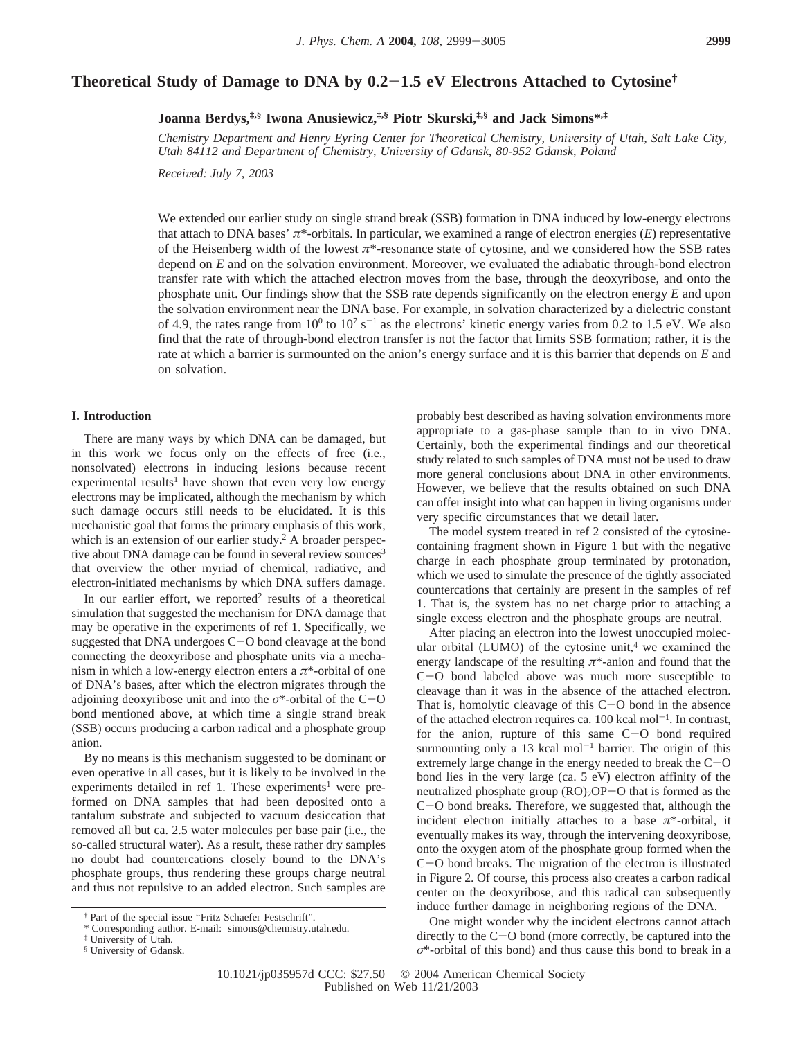# Theoretical Study of Damage to DNA by 0.2−1.5 eV Electrons Attached to Cytosine[†]

**Joanna Berdys,[‡,§] Iwona Anusiewicz,[‡,§] Piotr Skurski,[‡,§] and Jack Simons*[,‡]**

*Chemistry Department and Henry Eyring Center for Theoretical Chemistry, University of Utah, Salt Lake City, Utah 84112 and Department of Chemistry, University of Gdansk, 80-952 Gdansk, Poland*

*Received: July 7, 2003*

We extended our earlier study on single strand break (SSB) formation in DNA induced by low-energy electrons that attach to DNA bases' $\pi^*$-orbitals. In particular, we examined a range of electron energies ($E$) representative of the Heisenberg width of the lowest $\pi^*$-resonance state of cytosine, and we considered how the SSB rates depend on $E$ and on the solvation environment. Moreover, we evaluated the adiabatic through-bond electron transfer rate with which the attached electron moves from the base, through the deoxyribose, and onto the phosphate unit. Our findings show that the SSB rate depends significantly on the electron energy $E$ and upon the solvation environment near the DNA base. For example, in solvation characterized by a dielectric constant of 4.9, the rates range from $10^0$ to $10^7$ $s^{-1}$ as the electrons' kinetic energy varies from 0.2 to 1.5 eV. We also find that the rate of through-bond electron transfer is not the factor that limits SSB formation; rather, it is the rate at which a barrier is surmounted on the anion's energy surface and it is this barrier that depends on $E$ and on solvation.

## I. Introduction

There are many ways by which DNA can be damaged, but in this work we focus only on the effects of free (i.e., nonsolvated) electrons in inducing lesions because recent experimental results[1] have shown that even very low energy electrons may be implicated, although the mechanism by which such damage occurs still needs to be elucidated. It is this mechanistic goal that forms the primary emphasis of this work, which is an extension of our earlier study.[2] A broader perspective about DNA damage can be found in several review sources[3] that overview the other myriad of chemical, radiative, and electron-initiated mechanisms by which DNA suffers damage.

In our earlier effort, we reported[2] results of a theoretical simulation that suggested the mechanism for DNA damage that may be operative in the experiments of ref 1. Specifically, we suggested that DNA undergoes C−O bond cleavage at the bond connecting the deoxyribose and phosphate units via a mechanism in which a low-energy electron enters a $\pi^*$-orbital of one of DNA's bases, after which the electron migrates through the adjoining deoxyribose unit and into the $\sigma^*$-orbital of the C−O bond mentioned above, at which time a single strand break (SSB) occurs producing a carbon radical and a phosphate group anion.

By no means is this mechanism suggested to be dominant or even operative in all cases, but it is likely to be involved in the experiments detailed in ref 1. These experiments[1] were preformed on DNA samples that had been deposited onto a tantalum substrate and subjected to vacuum desiccation that removed all but ca. 2.5 water molecules per base pair (i.e., the so-called structural water). As a result, these rather dry samples no doubt had countercations closely bound to the DNA's phosphate groups, thus rendering these groups charge neutral and thus not repulsive to an added electron. Such samples are probably best described as having solvation environments more appropriate to a gas-phase sample than to in vivo DNA. Certainly, both the experimental findings and our theoretical study related to such samples of DNA must not be used to draw more general conclusions about DNA in other environments. However, we believe that the results obtained on such DNA can offer insight into what can happen in living organisms under very specific circumstances that we detail later.

The model system treated in ref 2 consisted of the cytosine-containing fragment shown in Figure 1 but with the negative charge in each phosphate group terminated by protonation, which we used to simulate the presence of the tightly associated countercations that certainly are present in the samples of ref 1. That is, the system has no net charge prior to attaching a single excess electron and the phosphate groups are neutral.

After placing an electron into the lowest unoccupied molecular orbital (LUMO) of the cytosine unit,[4] we examined the energy landscape of the resulting $\pi^*$-anion and found that the C−O bond labeled above was much more susceptible to cleavage than it was in the absence of the attached electron. That is, homolytic cleavage of this C−O bond in the absence of the attached electron requires ca. 100 kcal mol$^{-1}$. In contrast, for the anion, rupture of this same C−O bond required surmounting only a 13 kcal mol$^{-1}$ barrier. The origin of this extremely large change in the energy needed to break the C−O bond lies in the very large (ca. 5 eV) electron affinity of the neutralized phosphate group $(RO)_2OP$−O that is formed as the C−O bond breaks. Therefore, we suggested that, although the incident electron initially attaches to a base $\pi^*$-orbital, it eventually makes its way, through the intervening deoxyribose, onto the oxygen atom of the phosphate group formed when the C−O bond breaks. The migration of the electron is illustrated in Figure 2. Of course, this process also creates a carbon radical center on the deoxyribose, and this radical can subsequently induce further damage in neighboring regions of the DNA.

One might wonder why the incident electrons cannot attach directly to the C−O bond (more correctly, be captured into the $\sigma^*$-orbital of this bond) and thus cause this bond to break in a

† Part of the special issue "Fritz Schaefer Festschrift".

\* Corresponding author. E-mail: simons@chemistry.utah.edu.

‡ University of Utah.

§ University of Gdansk.

10.1021/jp035957d CCC: $27.50 © 2004 American Chemical Society
Published on Web 11/21/2003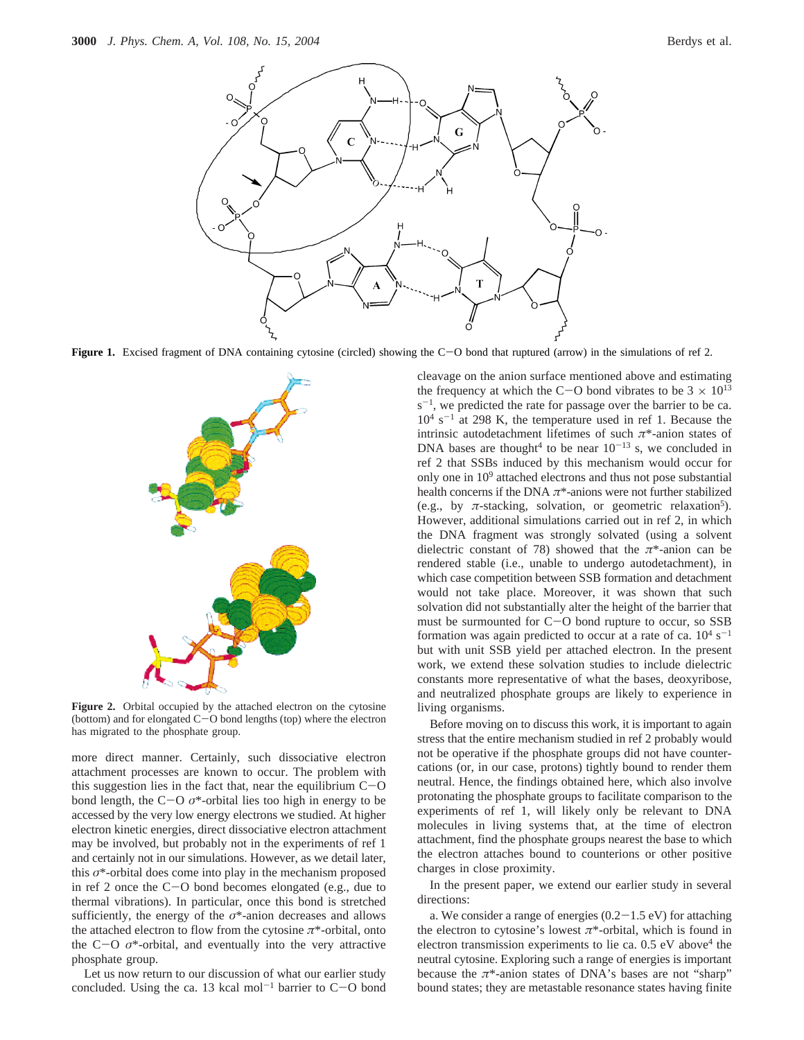**Figure 1.** Excised fragment of DNA containing cytosine (circled) showing the C−O bond that ruptured (arrow) in the simulations of ref 2.

**Figure 2.** Orbital occupied by the attached electron on the cytosine (bottom) and for elongated C−O bond lengths (top) where the electron has migrated to the phosphate group.

more direct manner. Certainly, such dissociative electron attachment processes are known to occur. The problem with this suggestion lies in the fact that, near the equilibrium C−O bond length, the C−O $\sigma^*$-orbital lies too high in energy to be accessed by the very low energy electrons we studied. At higher electron kinetic energies, direct dissociative electron attachment may be involved, but probably not in the experiments of ref 1 and certainly not in our simulations. However, as we detail later, this $\sigma^*$-orbital does come into play in the mechanism proposed in ref 2 once the C−O bond becomes elongated (e.g., due to thermal vibrations). In particular, once this bond is stretched sufficiently, the energy of the $\sigma^*$-anion decreases and allows the attached electron to flow from the cytosine $\pi^*$-orbital, onto the C−O $\sigma^*$-orbital, and eventually into the very attractive phosphate group.

Let us now return to our discussion of what our earlier study concluded. Using the ca. 13 kcal mol$^{-1}$ barrier to C−O bond cleavage on the anion surface mentioned above and estimating the frequency at which the C−O bond vibrates to be $3 \times 10^{13}$ s$^{-1}$, we predicted the rate for passage over the barrier to be ca. $10^4$ s$^{-1}$ at 298 K, the temperature used in ref 1. Because the intrinsic autodetachment lifetimes of such $\pi^*$-anion states of DNA bases are thought[4] to be near $10^{-13}$ s, we concluded in ref 2 that SSBs induced by this mechanism would occur for only one in $10^9$ attached electrons and thus not pose substantial health concerns if the DNA $\pi^*$-anions were not further stabilized (e.g., by $\pi$-stacking, solvation, or geometric relaxation[5]). However, additional simulations carried out in ref 2, in which the DNA fragment was strongly solvated (using a solvent dielectric constant of 78) showed that the $\pi^*$-anion can be rendered stable (i.e., unable to undergo autodetachment), in which case competition between SSB formation and detachment would not take place. Moreover, it was shown that such solvation did not substantially alter the height of the barrier that must be surmounted for C−O bond rupture to occur, so SSB formation was again predicted to occur at a rate of ca. $10^4$ s$^{-1}$ but with unit SSB yield per attached electron. In the present work, we extend these solvation studies to include dielectric constants more representative of what the bases, deoxyribose, and neutralized phosphate groups are likely to experience in living organisms.

Before moving on to discuss this work, it is important to again stress that the entire mechanism studied in ref 2 probably would not be operative if the phosphate groups did not have counter-cations (or, in our case, protons) tightly bound to render them neutral. Hence, the findings obtained here, which also involve protonating the phosphate groups to facilitate comparison to the experiments of ref 1, will likely only be relevant to DNA molecules in living systems that, at the time of electron attachment, find the phosphate groups nearest the base to which the electron attaches bound to counterions or other positive charges in close proximity.

In the present paper, we extend our earlier study in several directions:

a. We consider a range of energies (0.2−1.5 eV) for attaching the electron to cytosine's lowest $\pi^*$-orbital, which is found in electron transmission experiments to lie ca. 0.5 eV above[4] the neutral cytosine. Exploring such a range of energies is important because the $\pi^*$-anion states of DNA's bases are not "sharp" bound states; they are metastable resonance states having finite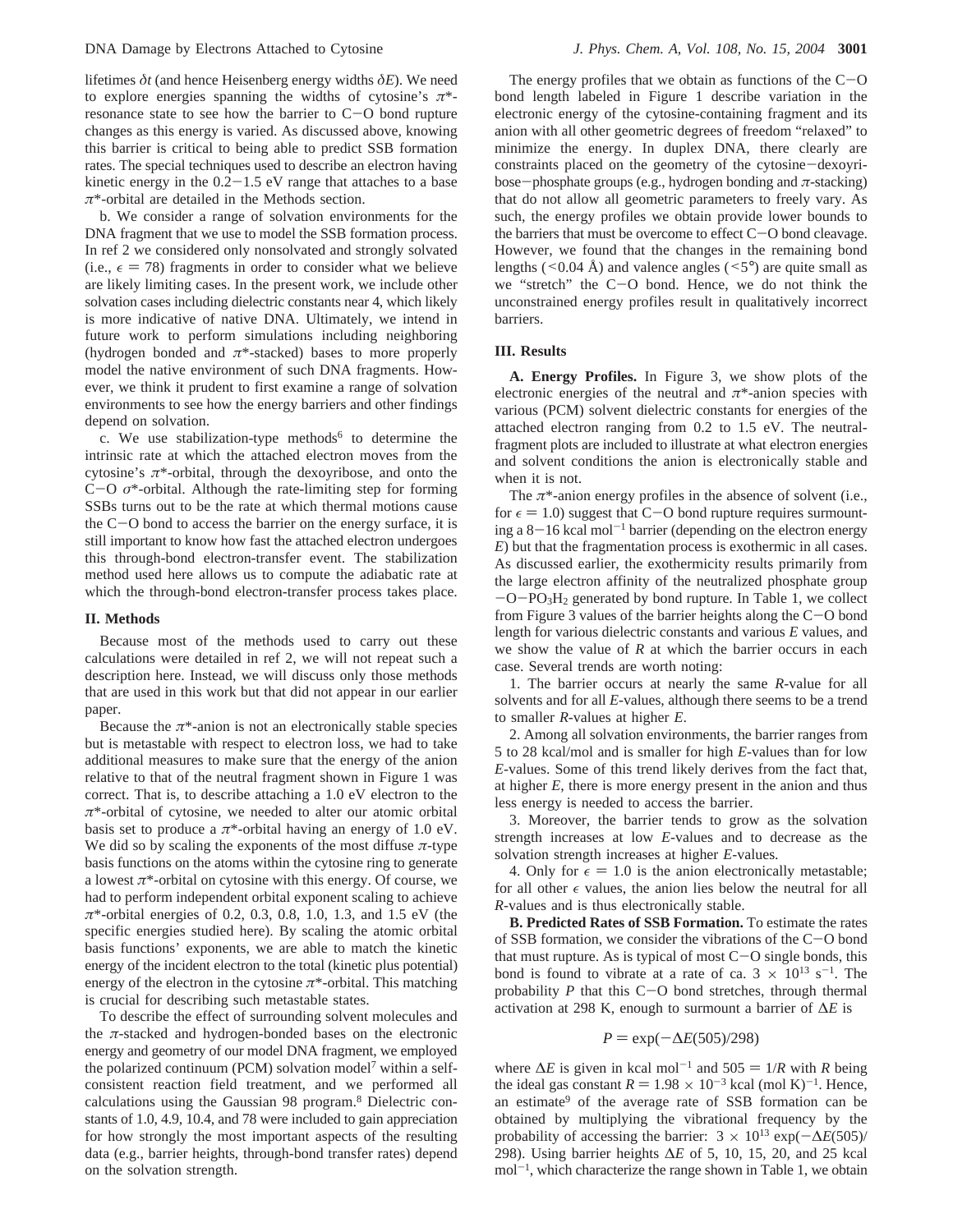lifetimes $\delta t$ (and hence Heisenberg energy widths $\delta E$). We need to explore energies spanning the widths of cytosine's $\pi^*$-resonance state to see how the barrier to C−O bond rupture changes as this energy is varied. As discussed above, knowing this barrier is critical to being able to predict SSB formation rates. The special techniques used to describe an electron having kinetic energy in the 0.2−1.5 eV range that attaches to a base $\pi^*$-orbital are detailed in the Methods section.

b. We consider a range of solvation environments for the DNA fragment that we use to model the SSB formation process. In ref 2 we considered only nonsolvated and strongly solvated (i.e., $\epsilon = 78$) fragments in order to consider what we believe are likely limiting cases. In the present work, we include other solvation cases including dielectric constants near 4, which likely is more indicative of native DNA. Ultimately, we intend in future work to perform simulations including neighboring (hydrogen bonded and $\pi^*$-stacked) bases to more properly model the native environment of such DNA fragments. However, we think it prudent to first examine a range of solvation environments to see how the energy barriers and other findings depend on solvation.

c. We use stabilization-type methods[6] to determine the intrinsic rate at which the attached electron moves from the cytosine's $\pi^*$-orbital, through the dexoyribose, and onto the C−O $\sigma^*$-orbital. Although the rate-limiting step for forming SSBs turns out to be the rate at which thermal motions cause the C−O bond to access the barrier on the energy surface, it is still important to know how fast the attached electron undergoes this through-bond electron-transfer event. The stabilization method used here allows us to compute the adiabatic rate at which the through-bond electron-transfer process takes place.

## II. Methods

Because most of the methods used to carry out these calculations were detailed in ref 2, we will not repeat such a description here. Instead, we will discuss only those methods that are used in this work but that did not appear in our earlier paper.

Because the $\pi^*$-anion is not an electronically stable species but is metastable with respect to electron loss, we had to take additional measures to make sure that the energy of the anion relative to that of the neutral fragment shown in Figure 1 was correct. That is, to describe attaching a 1.0 eV electron to the $\pi^*$-orbital of cytosine, we needed to alter our atomic orbital basis set to produce a $\pi^*$-orbital having an energy of 1.0 eV. We did so by scaling the exponents of the most diffuse $\pi$-type basis functions on the atoms within the cytosine ring to generate a lowest $\pi^*$-orbital on cytosine with this energy. Of course, we had to perform independent orbital exponent scaling to achieve $\pi^*$-orbital energies of 0.2, 0.3, 0.8, 1.0, 1.3, and 1.5 eV (the specific energies studied here). By scaling the atomic orbital basis functions' exponents, we are able to match the kinetic energy of the incident electron to the total (kinetic plus potential) energy of the electron in the cytosine $\pi^*$-orbital. This matching is crucial for describing such metastable states.

To describe the effect of surrounding solvent molecules and the $\pi$-stacked and hydrogen-bonded bases on the electronic energy and geometry of our model DNA fragment, we employed the polarized continuum (PCM) solvation model[7] within a self-consistent reaction field treatment, and we performed all calculations using the Gaussian 98 program.[8] Dielectric constants of 1.0, 4.9, 10.4, and 78 were included to gain appreciation for how strongly the most important aspects of the resulting data (e.g., barrier heights, through-bond transfer rates) depend on the solvation strength.

The energy profiles that we obtain as functions of the C−O bond length labeled in Figure 1 describe variation in the electronic energy of the cytosine-containing fragment and its anion with all other geometric degrees of freedom "relaxed" to minimize the energy. In duplex DNA, there clearly are constraints placed on the geometry of the cytosine−dexoyribose−phosphate groups (e.g., hydrogen bonding and $\pi$-stacking) that do not allow all geometric parameters to freely vary. As such, the energy profiles we obtain provide lower bounds to the barriers that must be overcome to effect C−O bond cleavage. However, we found that the changes in the remaining bond lengths (<0.04 Å) and valence angles (<5°) are quite small as we "stretch" the C−O bond. Hence, we do not think the unconstrained energy profiles result in qualitatively incorrect barriers.

## III. Results

**A. Energy Profiles.** In Figure 3, we show plots of the electronic energies of the neutral and $\pi^*$-anion species with various (PCM) solvent dielectric constants for energies of the attached electron ranging from 0.2 to 1.5 eV. The neutral-fragment plots are included to illustrate at what electron energies and solvent conditions the anion is electronically stable and when it is not.

The $\pi^*$-anion energy profiles in the absence of solvent (i.e., for $\epsilon = 1.0$) suggest that C−O bond rupture requires surmounting a 8−16 kcal mol$^{-1}$ barrier (depending on the electron energy $E$) but that the fragmentation process is exothermic in all cases. As discussed earlier, the exothermicity results primarily from the large electron affinity of the neutralized phosphate group $-O-PO_3H_2$ generated by bond rupture. In Table 1, we collect from Figure 3 values of the barrier heights along the C−O bond length for various dielectric constants and various $E$ values, and we show the value of $R$ at which the barrier occurs in each case. Several trends are worth noting:

1. The barrier occurs at nearly the same $R$-value for all solvents and for all $E$-values, although there seems to be a trend to smaller $R$-values at higher $E$.

2. Among all solvation environments, the barrier ranges from 5 to 28 kcal/mol and is smaller for high $E$-values than for low $E$-values. Some of this trend likely derives from the fact that, at higher $E$, there is more energy present in the anion and thus less energy is needed to access the barrier.

3. Moreover, the barrier tends to grow as the solvation strength increases at low $E$-values and to decrease as the solvation strength increases at higher $E$-values.

4. Only for $\epsilon = 1.0$ is the anion electronically metastable; for all other $\epsilon$ values, the anion lies below the neutral for all $R$-values and is thus electronically stable.

**B. Predicted Rates of SSB Formation.** To estimate the rates of SSB formation, we consider the vibrations of the C−O bond that must rupture. As is typical of most C−O single bonds, this bond is found to vibrate at a rate of ca. $3 \times 10^{13}$ s$^{-1}$. The probability $P$ that this C−O bond stretches, through thermal activation at 298 K, enough to surmount a barrier of $\Delta E$ is

$$P = \exp(-\Delta E(505)/298)$$

where $\Delta E$ is given in kcal mol$^{-1}$ and $505 = 1/R$ with $R$ being the ideal gas constant $R = 1.98 \times 10^{-3}$ kcal (mol K)$^{-1}$. Hence, an estimate[9] of the average rate of SSB formation can be obtained by multiplying the vibrational frequency by the probability of accessing the barrier: $3 \times 10^{13} \exp(-\Delta E(505)/298)$. Using barrier heights $\Delta E$ of 5, 10, 15, 20, and 25 kcal mol$^{-1}$, which characterize the range shown in Table 1, we obtain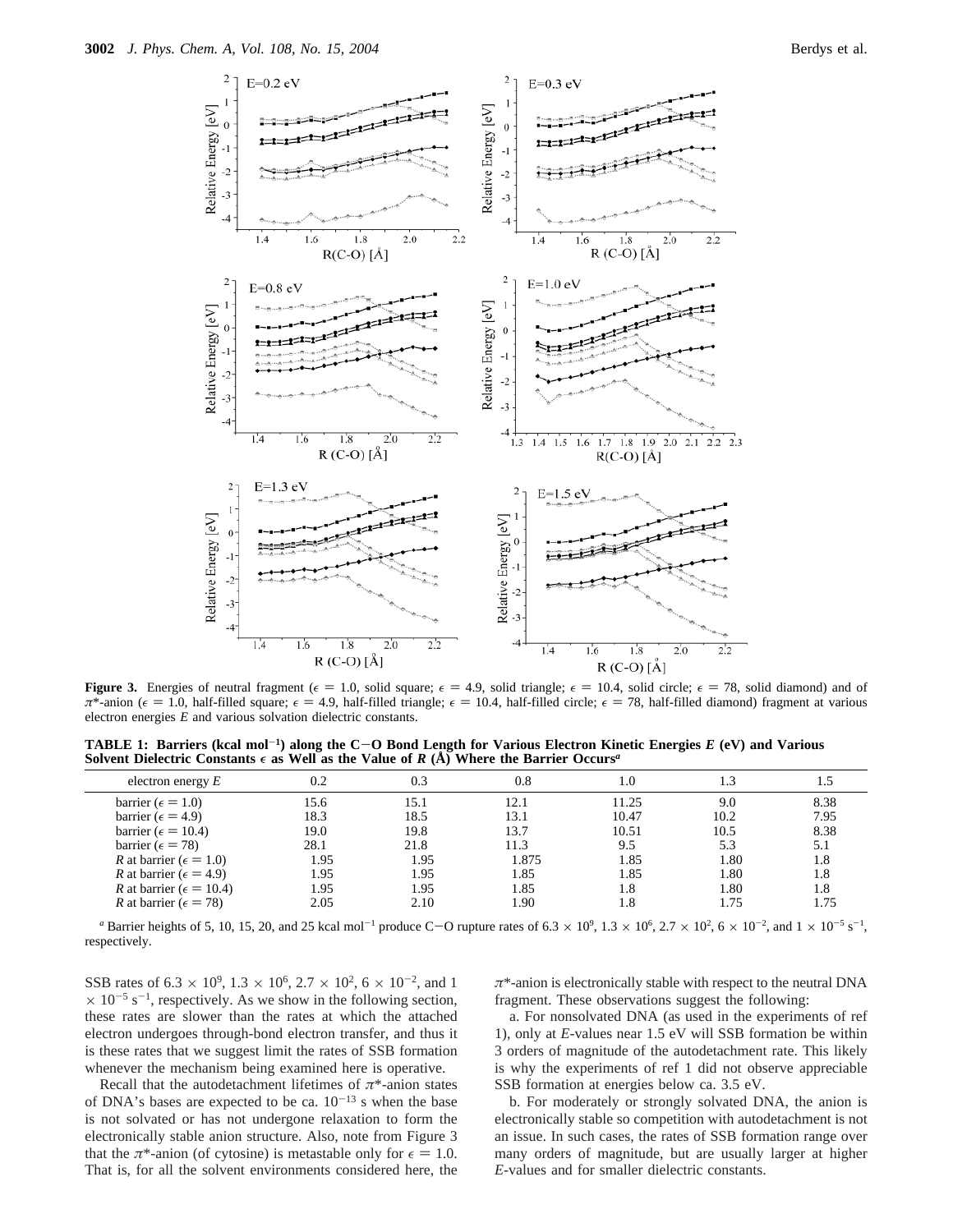**Figure 3.** Energies of neutral fragment ($\epsilon = 1.0$, solid square; $\epsilon = 4.9$, solid triangle; $\epsilon = 10.4$, solid circle; $\epsilon = 78$, solid diamond) and of $\pi^*$-anion ($\epsilon = 1.0$, half-filled square; $\epsilon = 4.9$, half-filled triangle; $\epsilon = 10.4$, half-filled circle; $\epsilon = 78$, half-filled diamond) fragment at various electron energies $E$ and various solvation dielectric constants.

**TABLE 1: Barriers (kcal mol$^{-1}$) along the C−O Bond Length for Various Electron Kinetic Energies $E$ (eV) and Various Solvent Dielectric Constants $\epsilon$ as Well as the Value of $R$ (Å) Where the Barrier Occurs[a]**

| electron energy $E$ | 0.2 | 0.3 | 0.8 | 1.0 | 1.3 | 1.5 |
|---|---|---|---|---|---|---|
| barrier ($\epsilon = 1.0$) | 15.6 | 15.1 | 12.1 | 11.25 | 9.0 | 8.38 |
| barrier ($\epsilon = 4.9$) | 18.3 | 18.5 | 13.1 | 10.47 | 10.2 | 7.95 |
| barrier ($\epsilon = 10.4$) | 19.0 | 19.8 | 13.7 | 10.51 | 10.5 | 8.38 |
| barrier ($\epsilon = 78$) | 28.1 | 21.8 | 11.3 | 9.5 | 5.3 | 5.1 |
| $R$ at barrier ($\epsilon = 1.0$) | 1.95 | 1.95 | 1.875 | 1.85 | 1.80 | 1.8 |
| $R$ at barrier ($\epsilon = 4.9$) | 1.95 | 1.95 | 1.85 | 1.85 | 1.80 | 1.8 |
| $R$ at barrier ($\epsilon = 10.4$) | 1.95 | 1.95 | 1.85 | 1.8 | 1.80 | 1.8 |
| $R$ at barrier ($\epsilon = 78$) | 2.05 | 2.10 | 1.90 | 1.8 | 1.75 | 1.75 |

[a] Barrier heights of 5, 10, 15, 20, and 25 kcal mol$^{-1}$ produce C−O rupture rates of $6.3 \times 10^9$, $1.3 \times 10^6$, $2.7 \times 10^2$, $6 \times 10^{-2}$, and $1 \times 10^{-5}$ s$^{-1}$, respectively.

SSB rates of $6.3 \times 10^9$, $1.3 \times 10^6$, $2.7 \times 10^2$, $6 \times 10^{-2}$, and $1 \times 10^{-5}$ s$^{-1}$, respectively. As we show in the following section, these rates are slower than the rates at which the attached electron undergoes through-bond electron transfer, and thus it is these rates that we suggest limit the rates of SSB formation whenever the mechanism being examined here is operative.

Recall that the autodetachment lifetimes of $\pi^*$-anion states of DNA's bases are expected to be ca. $10^{-13}$ s when the base is not solvated or has not undergone relaxation to form the electronically stable anion structure. Also, note from Figure 3 that the $\pi^*$-anion (of cytosine) is metastable only for $\epsilon = 1.0$. That is, for all the solvent environments considered here, the $\pi^*$-anion is electronically stable with respect to the neutral DNA fragment. These observations suggest the following:

a. For nonsolvated DNA (as used in the experiments of ref 1), only at $E$-values near 1.5 eV will SSB formation be within 3 orders of magnitude of the autodetachment rate. This likely is why the experiments of ref 1 did not observe appreciable SSB formation at energies below ca. 3.5 eV.

b. For moderately or strongly solvated DNA, the anion is electronically stable so competition with autodetachment is not an issue. In such cases, the rates of SSB formation range over many orders of magnitude, but are usually larger at higher $E$-values and for smaller dielectric constants.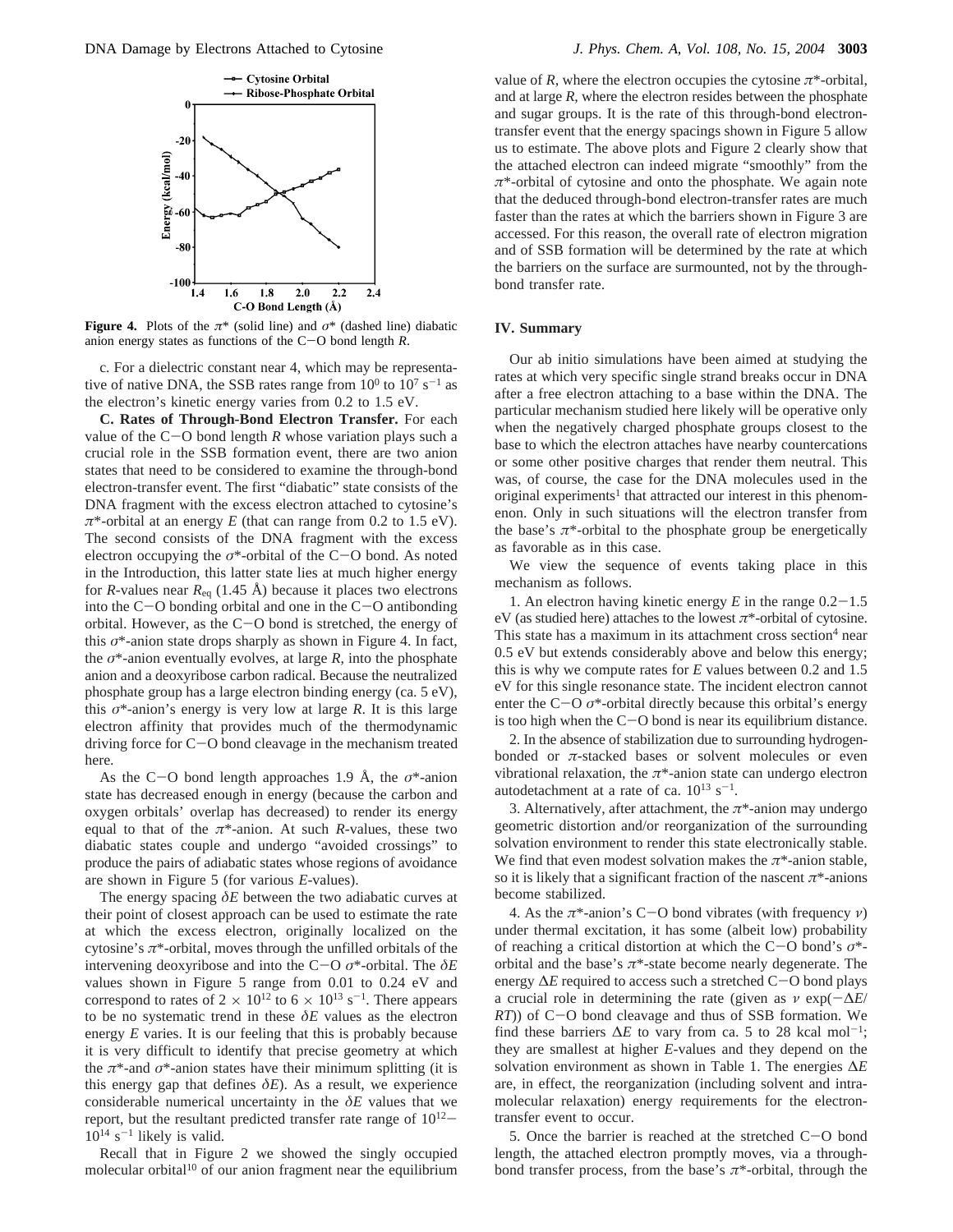**Figure 4.** Plots of the $\pi^*$ (solid line) and $\sigma^*$ (dashed line) diabatic anion energy states as functions of the C−O bond length $R$.

c. For a dielectric constant near 4, which may be representative of native DNA, the SSB rates range from $10^0$ to $10^7$ s$^{-1}$ as the electron's kinetic energy varies from 0.2 to 1.5 eV.

**C. Rates of Through-Bond Electron Transfer.** For each value of the C−O bond length $R$ whose variation plays such a crucial role in the SSB formation event, there are two anion states that need to be considered to examine the through-bond electron-transfer event. The first "diabatic" state consists of the DNA fragment with the excess electron attached to cytosine's $\pi^*$-orbital at an energy $E$ (that can range from 0.2 to 1.5 eV). The second consists of the DNA fragment with the excess electron occupying the $\sigma^*$-orbital of the C−O bond. As noted in the Introduction, this latter state lies at much higher energy for $R$-values near $R_{eq}$ (1.45 Å) because it places two electrons into the C−O bonding orbital and one in the C−O antibonding orbital. However, as the C−O bond is stretched, the energy of this $\sigma^*$-anion state drops sharply as shown in Figure 4. In fact, the $\sigma^*$-anion eventually evolves, at large $R$, into the phosphate anion and a deoxyribose carbon radical. Because the neutralized phosphate group has a large electron binding energy (ca. 5 eV), this $\sigma^*$-anion's energy is very low at large $R$. It is this large electron affinity that provides much of the thermodynamic driving force for C−O bond cleavage in the mechanism treated here.

As the C−O bond length approaches 1.9 Å, the $\sigma^*$-anion state has decreased enough in energy (because the carbon and oxygen orbitals' overlap has decreased) to render its energy equal to that of the $\pi^*$-anion. At such $R$-values, these two diabatic states couple and undergo "avoided crossings" to produce the pairs of adiabatic states whose regions of avoidance are shown in Figure 5 (for various $E$-values).

The energy spacing $\delta E$ between the two adiabatic curves at their point of closest approach can be used to estimate the rate at which the excess electron, originally localized on the cytosine's $\pi^*$-orbital, moves through the unfilled orbitals of the intervening deoxyribose and into the C−O $\sigma^*$-orbital. The $\delta E$ values shown in Figure 5 range from 0.01 to 0.24 eV and correspond to rates of $2 \times 10^{12}$ to $6 \times 10^{13}$ s$^{-1}$. There appears to be no systematic trend in these $\delta E$ values as the electron energy $E$ varies. It is our feeling that this is probably because it is very difficult to identify that precise geometry at which the $\pi^*$-and $\sigma^*$-anion states have their minimum splitting (it is this energy gap that defines $\delta E$). As a result, we experience considerable numerical uncertainty in the $\delta E$ values that we report, but the resultant predicted transfer rate range of $10^{12}$–$10^{14}$ s$^{-1}$ likely is valid.

Recall that in Figure 2 we showed the singly occupied molecular orbital[10] of our anion fragment near the equilibrium value of $R$, where the electron occupies the cytosine $\pi^*$-orbital, and at large $R$, where the electron resides between the phosphate and sugar groups. It is the rate of this through-bond electron-transfer event that the energy spacings shown in Figure 5 allow us to estimate. The above plots and Figure 2 clearly show that the attached electron can indeed migrate "smoothly" from the $\pi^*$-orbital of cytosine and onto the phosphate. We again note that the deduced through-bond electron-transfer rates are much faster than the rates at which the barriers shown in Figure 3 are accessed. For this reason, the overall rate of electron migration and of SSB formation will be determined by the rate at which the barriers on the surface are surmounted, not by the through-bond transfer rate.

## IV. Summary

Our ab initio simulations have been aimed at studying the rates at which very specific single strand breaks occur in DNA after a free electron attaching to a base within the DNA. The particular mechanism studied here likely will be operative only when the negatively charged phosphate groups closest to the base to which the electron attaches have nearby countercations or some other positive charges that render them neutral. This was, of course, the case for the DNA molecules used in the original experiments[1] that attracted our interest in this phenomenon. Only in such situations will the electron transfer from the base's $\pi^*$-orbital to the phosphate group be energetically as favorable as in this case.

We view the sequence of events taking place in this mechanism as follows.

1. An electron having kinetic energy $E$ in the range 0.2−1.5 eV (as studied here) attaches to the lowest $\pi^*$-orbital of cytosine. This state has a maximum in its attachment cross section[4] near 0.5 eV but extends considerably above and below this energy; this is why we compute rates for $E$ values between 0.2 and 1.5 eV for this single resonance state. The incident electron cannot enter the C−O $\sigma^*$-orbital directly because this orbital's energy is too high when the C−O bond is near its equilibrium distance.

2. In the absence of stabilization due to surrounding hydrogen-bonded or $\pi$-stacked bases or solvent molecules or even vibrational relaxation, the $\pi^*$-anion state can undergo electron autodetachment at a rate of ca. $10^{13}$ s$^{-1}$.

3. Alternatively, after attachment, the $\pi^*$-anion may undergo geometric distortion and/or reorganization of the surrounding solvation environment to render this state electronically stable. We find that even modest solvation makes the $\pi^*$-anion stable, so it is likely that a significant fraction of the nascent $\pi^*$-anions become stabilized.

4. As the $\pi^*$-anion's C−O bond vibrates (with frequency $\nu$) under thermal excitation, it has some (albeit low) probability of reaching a critical distortion at which the C−O bond's $\sigma^*$-orbital and the base's $\pi^*$-state become nearly degenerate. The energy $\Delta E$ required to access such a stretched C−O bond plays a crucial role in determining the rate (given as $\nu \exp(-\Delta E/RT)$) of C−O bond cleavage and thus of SSB formation. We find these barriers $\Delta E$ to vary from ca. 5 to 28 kcal mol$^{-1}$; they are smallest at higher $E$-values and they depend on the solvation environment as shown in Table 1. The energies $\Delta E$ are, in effect, the reorganization (including solvent and intramolecular relaxation) energy requirements for the electron-transfer event to occur.

5. Once the barrier is reached at the stretched C−O bond length, the attached electron promptly moves, via a through-bond transfer process, from the base's $\pi^*$-orbital, through the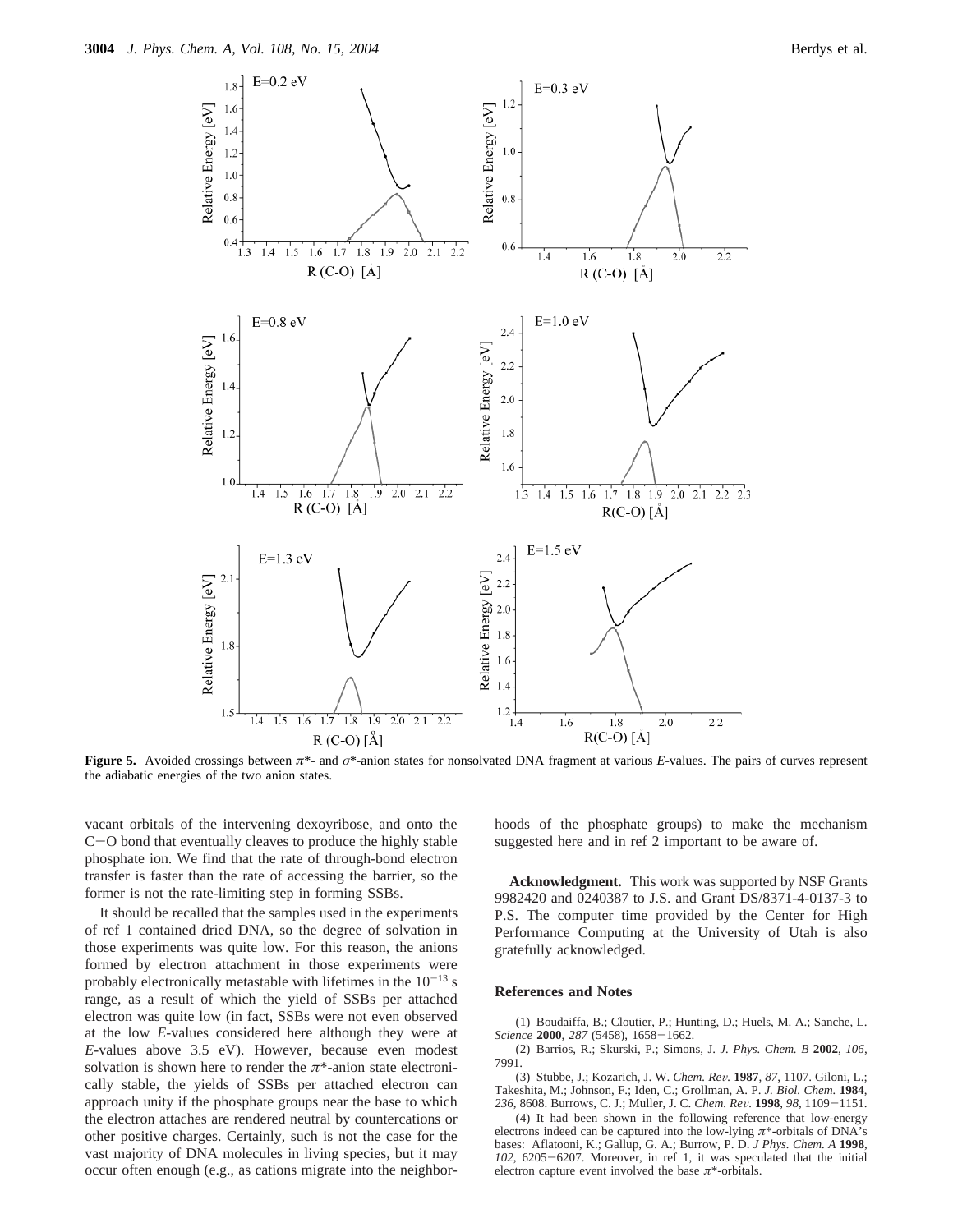**Figure 5.** Avoided crossings between $\pi^*$- and $\sigma^*$-anion states for nonsolvated DNA fragment at various $E$-values. The pairs of curves represent the adiabatic energies of the two anion states.

vacant orbitals of the intervening dexoyribose, and onto the C−O bond that eventually cleaves to produce the highly stable phosphate ion. We find that the rate of through-bond electron transfer is faster than the rate of accessing the barrier, so the former is not the rate-limiting step in forming SSBs.

It should be recalled that the samples used in the experiments of ref 1 contained dried DNA, so the degree of solvation in those experiments was quite low. For this reason, the anions formed by electron attachment in those experiments were probably electronically metastable with lifetimes in the $10^{-13}$ s range, as a result of which the yield of SSBs per attached electron was quite low (in fact, SSBs were not even observed at the low $E$-values considered here although they were at $E$-values above 3.5 eV). However, because even modest solvation is shown here to render the $\pi^*$-anion state electronically stable, the yields of SSBs per attached electron can approach unity if the phosphate groups near the base to which the electron attaches are rendered neutral by countercations or other positive charges. Certainly, such is not the case for the vast majority of DNA molecules in living species, but it may occur often enough (e.g., as cations migrate into the neighborhoods of the phosphate groups) to make the mechanism suggested here and in ref 2 important to be aware of.

**Acknowledgment.** This work was supported by NSF Grants 9982420 and 0240387 to J.S. and Grant DS/8371-4-0137-3 to P.S. The computer time provided by the Center for High Performance Computing at the University of Utah is also gratefully acknowledged.

## References and Notes

(1) Boudaiffa, B.; Cloutier, P.; Hunting, D.; Huels, M. A.; Sanche, L. *Science* **2000**, *287* (5458), 1658−1662.

(2) Barrios, R.; Skurski, P.; Simons, J. *J. Phys. Chem. B* **2002**, *106*, 7991.

(3) Stubbe, J.; Kozarich, J. W. *Chem. Rev.* **1987**, *87*, 1107. Giloni, L.; Takeshita, M.; Johnson, F.; Iden, C.; Grollman, A. P. *J. Biol. Chem.* **1984**, *236*, 8608. Burrows, C. J.; Muller, J. C. *Chem. Rev.* **1998**, *98*, 1109−1151.

(4) It had been shown in the following reference that low-energy electrons indeed can be captured into the low-lying $\pi^*$-orbitals of DNA's bases: Aflatooni, K.; Gallup, G. A.; Burrow, P. D. *J Phys. Chem. A* **1998**, *102*, 6205−6207. Moreover, in ref 1, it was speculated that the initial electron capture event involved the base $\pi^*$-orbitals.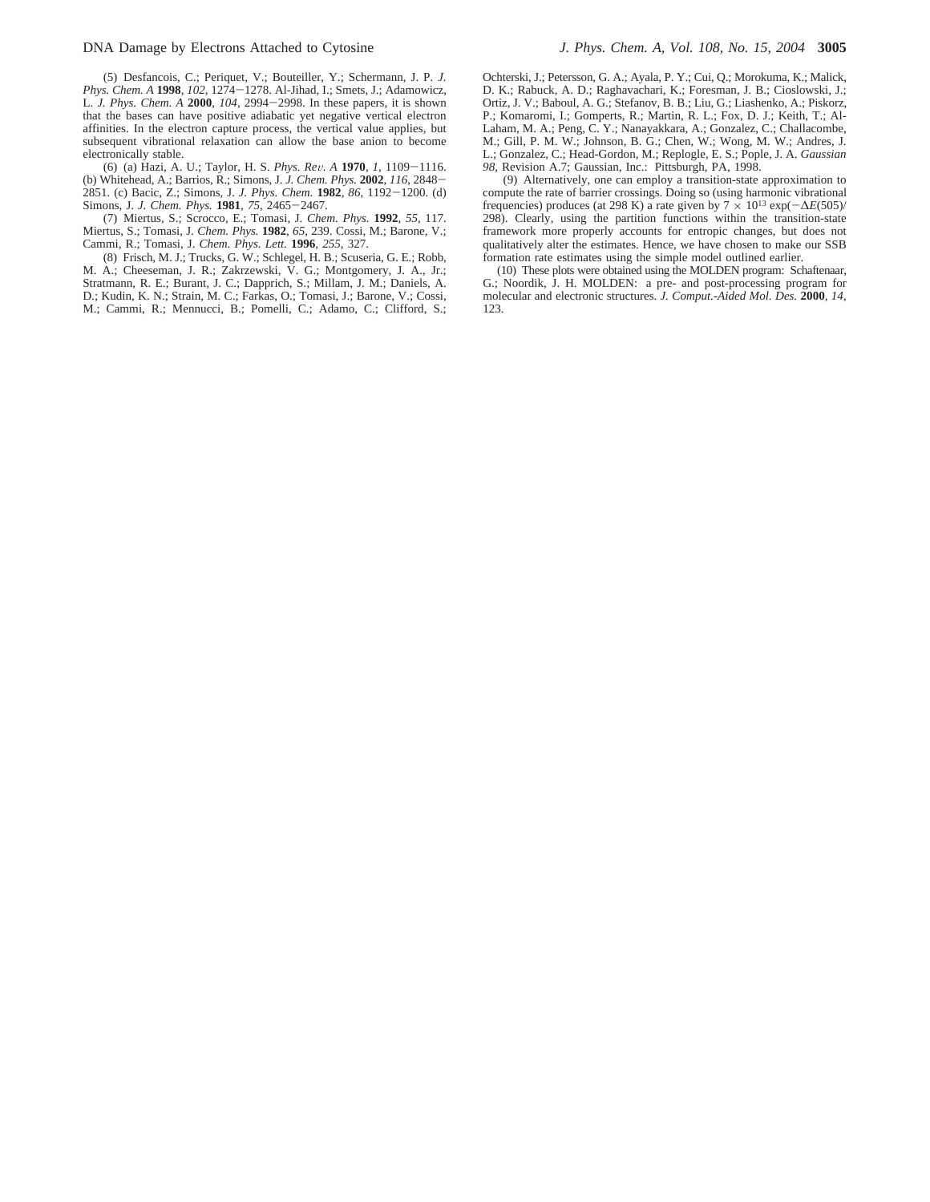(5) Desfancois, C.; Periquet, V.; Bouteiller, Y.; Schermann, J. P. *J. Phys. Chem. A* **1998**, *102*, 1274−1278. Al-Jihad, I.; Smets, J.; Adamowicz, L. *J. Phys. Chem. A* **2000**, *104*, 2994−2998. In these papers, it is shown that the bases can have positive adiabatic yet negative vertical electron affinities. In the electron capture process, the vertical value applies, but subsequent vibrational relaxation can allow the base anion to become electronically stable.

(6) (a) Hazi, A. U.; Taylor, H. S. *Phys. Rev. A* **1970**, *1*, 1109−1116. (b) Whitehead, A.; Barrios, R.; Simons, J. *J. Chem. Phys.* **2002**, *116*, 2848−2851. (c) Bacic, Z.; Simons, J. *J. Phys. Chem.* **1982**, *86*, 1192−1200. (d) Simons, J. *J. Chem. Phys.* **1981**, *75*, 2465−2467.

(7) Miertus, S.; Scrocco, E.; Tomasi, J. *Chem. Phys.* **1992**, *55*, 117. Miertus, S.; Tomasi, J. *Chem. Phys.* **1982**, *65*, 239. Cossi, M.; Barone, V.; Cammi, R.; Tomasi, J. *Chem. Phys. Lett.* **1996**, *255*, 327.

(8) Frisch, M. J.; Trucks, G. W.; Schlegel, H. B.; Scuseria, G. E.; Robb, M. A.; Cheeseman, J. R.; Zakrzewski, V. G.; Montgomery, J. A., Jr.; Stratmann, R. E.; Burant, J. C.; Dapprich, S.; Millam, J. M.; Daniels, A. D.; Kudin, K. N.; Strain, M. C.; Farkas, O.; Tomasi, J.; Barone, V.; Cossi, M.; Cammi, R.; Mennucci, B.; Pomelli, C.; Adamo, C.; Clifford, S.; Ochterski, J.; Petersson, G. A.; Ayala, P. Y.; Cui, Q.; Morokuma, K.; Malick, D. K.; Rabuck, A. D.; Raghavachari, K.; Foresman, J. B.; Cioslowski, J.; Ortiz, J. V.; Baboul, A. G.; Stefanov, B. B.; Liu, G.; Liashenko, A.; Piskorz, P.; Komaromi, I.; Gomperts, R.; Martin, R. L.; Fox, D. J.; Keith, T.; Al-Laham, M. A.; Peng, C. Y.; Nanayakkara, A.; Gonzalez, C.; Challacombe, M.; Gill, P. M. W.; Johnson, B. G.; Chen, W.; Wong, M. W.; Andres, J. L.; Gonzalez, C.; Head-Gordon, M.; Replogle, E. S.; Pople, J. A. *Gaussian 98*, Revision A.7; Gaussian, Inc.: Pittsburgh, PA, 1998.

(9) Alternatively, one can employ a transition-state approximation to compute the rate of barrier crossings. Doing so (using harmonic vibrational frequencies) produces (at 298 K) a rate given by $7 \times 10^{13} \exp(-\Delta E(505)/298)$. Clearly, using the partition functions within the transition-state framework more properly accounts for entropic changes, but does not qualitatively alter the estimates. Hence, we have chosen to make our SSB formation rate estimates using the simple model outlined earlier.

(10) These plots were obtained using the MOLDEN program: Schaftenaar, G.; Noordik, J. H. MOLDEN: a pre- and post-processing program for molecular and electronic structures. *J. Comput.-Aided Mol. Des.* **2000**, *14*, 123.